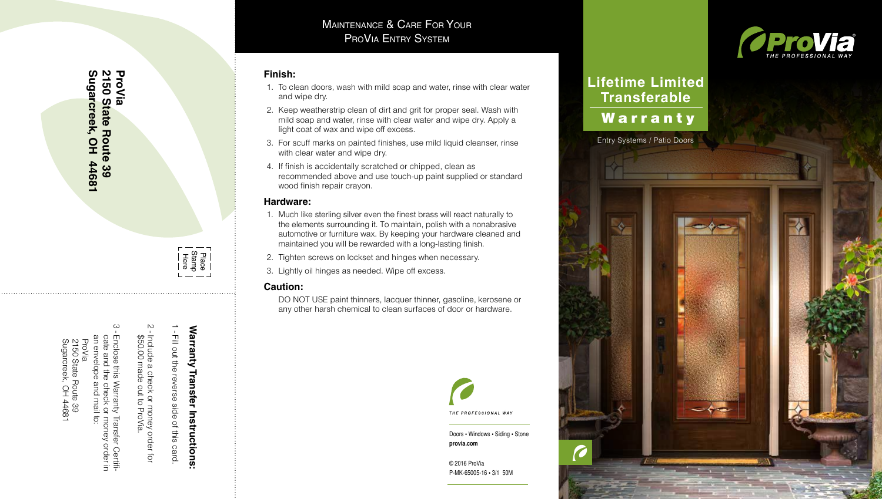ProVia
2150 State Route 39
Sugarcreek, OH 44681

Place Stamp Here

**Warranty Transfer Instructions:**

1 - Fill out the reverse side of this card.

2 - Include a check or money order for $50.00 made out to ProVia.

3 - Enclose this Warranty Transfer Certificate and the check or money order in an envelope and mail to:
ProVia
2150 State Route 39
Sugarcreek, OH 44681

# Maintenance & Care For Your ProVia Entry System

## Finish:

1. To clean doors, wash with mild soap and water, rinse with clear water and wipe dry.
2. Keep weatherstrip clean of dirt and grit for proper seal. Wash with mild soap and water, rinse with clear water and wipe dry. Apply a light coat of wax and wipe off excess.
3. For scuff marks on painted finishes, use mild liquid cleanser, rinse with clear water and wipe dry.
4. If finish is accidentally scratched or chipped, clean as recommended above and use touch-up paint supplied or standard wood finish repair crayon.

## Hardware:

1. Much like sterling silver even the finest brass will react naturally to the elements surrounding it. To maintain, polish with a nonabrasive automotive or furniture wax. By keeping your hardware cleaned and maintained you will be rewarded with a long-lasting finish.
2. Tighten screws on lockset and hinges when necessary.
3. Lightly oil hinges as needed. Wipe off excess.

## Caution:

DO NOT USE paint thinners, lacquer thinner, gasoline, kerosene or any other harsh chemical to clean surfaces of door or hardware.

THE PROFESSIONAL WAY

Doors • Windows • Siding • Stone
**provia.com**

© 2016 ProVia
P-MK-65005-16 • 3/1 50M

ProVia
THE PROFESSIONAL WAY

# Lifetime Limited Transferable Warranty

Entry Systems / Patio Doors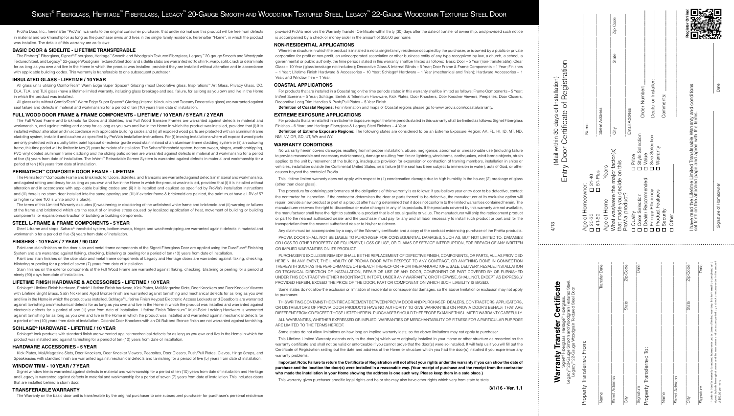# Signet® Fiberglass, Heritage™ Fiberglass, Legacy™ 20-Gauge Smooth and Woodgrain Textured Steel, Legacy™ 22-Gauge Woodgrain Textured Steel Door

ProVia Door, Inc., hereinafter "ProVia", warrants to the original consumer purchaser, that under normal use this product will be free from defects in material and workmanship for as long as the purchaser owns and lives in the single family residence, hereinafter "Home", in which the product was installed. The details of this warranty are as follows:

## BASIC DOOR & SIDELITE - LIFETIME TRANSFERABLE

The Embarq™ Fiberglass, Signet® Fiberglass, Heritage™ Smooth and Woodgrain Textured Fiberglass, Legacy™ 20-gauge Smooth and Woodgrain Textured Steel, and Legacy™ 22-gauge Woodgrain Textured Steel door and sidelite slabs are warranted not to shrink, warp, split, crack or delaminate for as long as you own and live in the Home in which the product was installed, provided they are installed without alteration and in accordance with applicable building codes. This warranty is transferable to one subsequent purchaser.

## INSULATED GLASS - LIFETIME / 10 YEAR

All glass units utilizing ComforTech™ Warm Edge Super Spacer® Glazing (most Decorative glass, Inspirations™ Art Glass, Privacy Glass, DC, DLA, TLA, and TLK glass) have a lifetime limited warranty, including glass breakage and seal failure, for as long as you own and live in the Home in which the product was installed.

All glass units without ComforTech™ Warm Edge Super Spacer® Glazing (internal blind units and Tuscany Decorative glass) are warranted against seal failure and defects in material and workmanship for a period of ten (10) years from date of installation.

## FULL WOOD DOOR FRAME & FRAME COMPONENTS - LIFETIME / 10 YEAR / 5 YEAR / 2 YEAR

The Full Wood Frame and brickmold for Doors and Sidelites, and Full Wood Transom Frames are warranted against defects in material and workmanship, and against rotting and decay for as long as you own and live in the Home in which the product was installed, provided that (i) it is installed without alteration and in accordance with applicable building codes and (ii) all exposed wood parts are protected with an aluminum frame cladding system, installed and caulked as specified by ProVia's installation instructions. For (i) swing installations where all exposed wood parts are only protected with a quality latex paint topcoat or exterior grade wood stain instead of an aluminum frame cladding system or (ii) an outswing frame, this time period will be limited to two (2) years from date of installation. The Sahara® threshold system, bottom sweep, hinges, weatherstripping, PVC vinyl coated aluminum frame cladding and the sliding patio screen are warranted against defects in material and workmanship for a period of five (5) years from date of installation. The InVent™ Retractable Screen System is warranted against defects in material and workmanship for a period of ten (10) years from date of installation.

## PERMATECH™ COMPOSITE DOOR FRAME - LIFETIME

The PermaTech™ Composite Frame and Brickmold for Doors, Sidelites, and Transoms are warranted against defects in material and workmanship, and against rotting and decay for as long as you own and live in the Home in which the product was installed, provided that (i) it is installed without alteration and in accordance with applicable building codes and (ii) it is installed and caulked as specified by ProVia's installation instructions and (iii) there is no storm door installed into the same opening and (iii) if exterior frame & brickmold are painted, the paint must have a LRV of 57 or higher (where 100 is white and 0 is black).

The terms of this Limited Warranty excludes (i) weathering or discoloring of the unfinished white frame and brickmold and (ii) warping or failures of the frame and brickmold which are the result of or involve stress caused by localized application of heat, movement of building or building components, or expansion/contraction of building or building components.

## STEEL L-FRAME & FRAME COMPONENTS - 5 YEAR

Steel L-frame and stops, Sahara® threshold system, bottom sweep, hinges and weatherstripping are warranted against defects in material and workmanship for a period of five (5) years from date of installation.

## FINISHES - 10 YEAR / 7 YEAR / 90 DAY

Paint and stain finishes on the door slab and metal frame components of the Signet Fiberglass Door are applied using the DuraFuse® Finishing System and are warranted against flaking, checking, blistering or peeling for a period of ten (10) years from date of installation.

Paint and stain finishes on the door slab and metal frame components of Legacy and Heritage doors are warranted against flaking, checking, blistering or peeling for a period of seven (7) years from date of installation.

Stain finishes on the exterior components of the Full Wood Frame are warranted against flaking, checking, blistering or peeling for a period of ninety (90) days from date of installation.

## LIFETIME FINISH HARDWARE & ACCESSORIES - LIFETIME / 10 YEAR

Schlage® Lifetime Finish hardware, Emtek® Lifetime Finish hardware, Kick Plates, Mail/Magazine Slots, Door Knockers and Door Knocker Viewers with Lifetime Bright Brass, Satin Nickel and Aged Bronze finish are warranted against tarnishing and mechanical defects for as long as you own and live in the Home in which the product was installed. Schlage® Lifetime Finish Keypad Electronic Access Locksets and Deadbolts are warranted against tarnishing and mechanical defects for as long as you own and live in the Home in which the product was installed and warranted against electronic defects for a period of one (1) year from date of installation. Lifetime Finish Trilennium™ Multi-Point Locking Hardware is warranted against tarnishing for as long as you own and live in the Home in which the product was installed and warranted against mechanical defects for a period of ten (10) years from date of installation. Colonial Door Knockers with an Oil Rubbed Bronze finish are not warranted against tarnishing.

## SCHLAGE® HARDWARE - LIFETIME / 10 YEAR

Schlage® lock products with standard finish are warranted against mechanical defects for as long as you own and live in the Home in which the product was installed and against tarnishing for a period of ten (10) years from date of installation.

## HARDWARE ACCESSORIES - 5 YEAR

Kick Plates, Mail/Magazine Slots, Door Knockers, Door Knocker Viewers, Peepsites, Door Closers, Push/Pull Plates, Clavos, Hinge Straps, and Speakeasies with standard finish are warranted against mechanical defects and tarnishing for a period of five (5) years from date of installation.

## WINDOW TRIM - 10 YEAR / 7 YEAR

Signet window trim is warranted against defects in material and workmanship for a period of ten (10) years from date of installation and Heritage and Legacy is warranted against defects in material and workmanship for a period of seven (7) years from date of installation. This includes doors that are installed behind a storm door.

## TRANSFERABLE WARRANTY

The Warranty on the basic door unit is transferable by the original purchaser to one subsequent purchaser for purchaser's personal residence provided ProVia receives the Warranty Transfer Certificate within thirty (30) days after the date of transfer of ownership, and provided such notice is accompanied by a check or money order in the amount of $50.00 per home.

## NON-RESIDENTIAL APPLICATIONS

Where the structure in which the product is installed is not a single family residence occupied by the purchaser, or is owned by a public or private corporation for profit or non-profit, an unincorporated association or other business entity of any type recognized by law, a church, a school, a governmental or public authority, the time periods stated in this warranty shall be limited as follows: Basic Door – 5 Year (non-transferable); Clear Glass – 10 Year (glass breakage not included); Decorative Glass & Internal Blinds – 5 Year; Door Frame & Frame Components – 1 Year; Finishes – 1 Year; Lifetime Finish Hardware & Accessories – 10 Year; Schlage® Hardware – 1 Year (mechanical and finish); Hardware Accessories – 1 Year; and Window Trim – 1 Year.

## COASTAL APPLICATIONS

For products that are installed in a Coastal region the time periods stated in this warranty shall be limited as follows: Frame Components – 5 Year; InVent Screens – 5 Year; Schlage, Emtek & Trilennium Hardware, Kick Plates, Door Knockers, Door Knocker Viewers, Peepsites, Door Closers, Decorative Long Trim Handles & Push/Pull Plates – 5 Year Finish.

**Definition of Coastal Regions:** For information and maps of Coastal regions please go to www.provia.com/coastalwarranty.

## EXTREME EXPOSURE APPLICATIONS

For products that are installed in an Extreme Exposure region the time periods stated in this warranty shall be limited as follows: Signet Fiberglass Finishes – 6 Year; and Heritage Fiberglass & Legacy Steel Finishes – 4 Year.

**Definition of Extreme Exposure Regions:** The following states are considered to be an Extreme Exposure Region: AK, FL, HI, ID, MT, ND, NM, NV, OR, SD, UT, WA and WY.

## WARRANTY CONDITIONS

No warranty herein covers damages resulting from improper installation, abuse, negligence, abnormal or unreasonable use (including failure to provide reasonable and necessary maintenance), damage resulting from fire or lightning, windstorms, earthquakes, wind-borne objects, strain applied to the unit by movement of the building, inadequate provision for expansion or contraction of framing members, installation in ships or vehicles, installation outside the Continental United States, seal failure (if the seal has been subject to immersion in water), acts of God, or other causes beyond the control of ProVia.

This lifetime limited warranty does not apply with respect to (1) condensation damage due to high humidity in the house; (2) breakage of glass (other than clear glass).

The procedure for obtaining performance of the obligations of this warranty is as follows: if you believe your entry door to be defective, contact the contractor for inspection. If the contractor determines the door or parts thereof to be defective, the manufacturer at its exclusive option will repair; provide a new product or part of a product after having determined that it does not conform to the limited warranties contained herein. The manufacturer reserves the right to discontinue or make changes in any of its products. If the products covered by this warranty are not available, the manufacturer shall have the right to substitute a product that is of equal quality or value. The manufacturer will ship the replacement product or part to the nearest authorized dealer and the purchaser must pay for any and all labor necessary to install such product or part and for the transportation from the nearest authorized dealer to his/her residence.

Any claim must be accompanied by a copy of the Warranty certificate and a copy of the contract evidencing purchase of the ProVia products.

PROVIA DOOR SHALL NOT BE LIABLE TO PURCHASER FOR CONSEQUENTIAL DAMAGES, SUCH AS, BUT NOT LIMITED TO, DAMAGES OR LOSS TO OTHER PROPERTY OR EQUIPMENT, LOSS OF USE, OR CLAIMS OF SERVICE INTERRUPTION, FOR BREACH OF ANY WRITTEN OR IMPLIED WARRANTIES ON ITS PRODUCT.

PURCHASER'S EXCLUSIVE REMEDY SHALL BE THE REPLACEMENT OF DEFECTIVE FINISH, COMPONENTS, OR PARTS, ALL AS PROVIDED HEREIN. IN ANY EVENT, THE LIABILITY OF PROVIA DOOR WITH RESPECT TO ANY CONTRACT, OR ANYTHING DONE IN CONNECTION THEREWITH SUCH AS THE PERFORMANCE OR BREACH THEREOF OR FROM THE MANUFACTURE, SALE, DELIVERY, RESALE, INSTALLATION OR TECHNICAL DIRECTION OF INSTALLATION, REPAIR OR USE OF ANY DOOR, COMPONENT OR PART COVERED BY OR FURNISHED UNDER THIS CONTRACT WHETHER IN CONTRACT, IN TORT, UNDER ANY WARRANTY, OR OTHERWISE, SHALL NOT, EXCEPT AS EXPRESSLY PROVIDED HEREIN, EXCEED THE PRICE OF THE DOOR, PART OR COMPONENT ON WHICH SUCH LIABILITY IS BASED.

Some states do not allow the exclusion or limitation of incidental or consequential damages, so the above limitation or exclusion may not apply to purchaser.

THIS WRITING CONTAINS THE ENTIRE AGREEMENT BETWEEN PROVIA DOOR AND PURCHASER. DEALERS, CONTRACTORS, APPLICATORS, OR DISTRIBUTORS OF PROVIA DOOR PRODUCTS HAVE NO AUTHORITY TO GIVE WARRANTIES ON PROVIA DOOR'S BEHALF, THAT ARE DIFFERENT FROM OR EXCEED THOSE LISTED HEREIN. PURCHASER SHOULD THEREFORE EXAMINE THIS LIMITED WARRANTY CAREFULLY.

ALL WARRANTIES, WHETHER EXPRESSED OR IMPLIED, WARRANTIES OF MERCHANTABILITY OR FITNESS FOR A PARTICULAR PURPOSE ARE LIMITED TO THE TERMS HEREOF.

Some states do not allow limitations on how long an implied warranty lasts; so the above limitations may not apply to purchaser.

This Lifetime Limited Warranty extends only to the door(s) which were originally installed in your Home or other structure as recorded on the warranty certificate and shall not be valid or enforceable if you cannot prove that the door(s) were so installed. It will help us if you will fill out the Certificate of Registration setting out the date and address of the Home or structure which you had the door(s) installed if you experience any warranty problems.

**Important Note: Failure to return the Certificate of Registration will not affect your rights under the warranty if you can show the date of purchase and the location the door(s) were installed in a reasonable way. (Your receipt of purchase and the receipt from the contractor who made the installation in your Home showing the address is one such way. Please keep them in a safe place.)**

This warranty gives purchaser specific legal rights and he or she may also have other rights which vary from state to state.

3/1/16 - Ver. 1.1

# Warranty Transfer Certificate

Signet® Fiberglass, Heritage™ Fiberglass, Legacy™ 20-Gauge Smooth and Woodgrain Textured Steel, Legacy™ 22-Gauge Woodgrain Textured Steel Door

Property Transferred From:

Name ______ Transfer Date ______

Street Address ______

City ______ State ______ Zip Code ______

Signature ______ Date ______

Property Transferred To:

Name ______

Street Address ______

City ______ State ______ Zip Code ______

Signature ______ Date ______

In order to transfer warranty to second homeowner under terms of limited warranty, this form must be completed and signed by both the original owner and the new owner and be accompanied by a check or money order in the amount of $50.00 per home.

4/13

## (Mail within 30 days of Installation) Entry Door Certificate of Registration

Age of Homeowner:
- ☐ 20-30
- ☐ 31-40
- ☐ 41-50
- ☐ 51-Plus

Age of Home ______ Years

What was/were the major factor(s) that made you decide on this ProVia product?
- ☐ Quality
- ☐ Price
- ☐ Color Selection
- ☐ Style Selection
- ☐ Dealer Recommended
- ☐ Value
- ☐ Energy Efficiency
- ☐ Size Selection
- ☐ Product Features
- ☐ Warranty
- ☐ Security
- ☐ Other ______

Name ______

Street Address ______

City ______ State ______ Zip Code ______

Email Address ______

Order Number: ______

Dealer or Installer: ______

Comments: ______

I have read the Lifetime Limited Transferable Warranty and conditions set forth on the attached page and agree with the terms.

Signature of Homeowner ______ Date ______

Register Online!